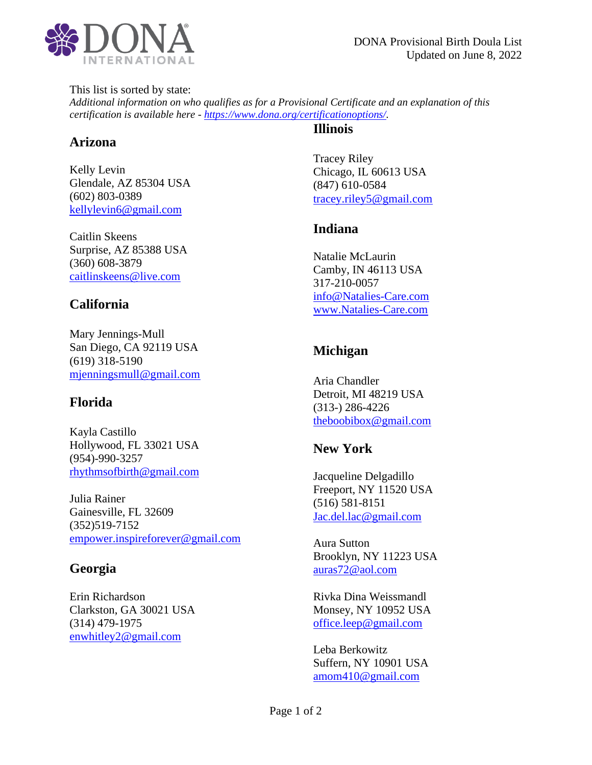DONA Provisional Birth Doula List
Updated on June 8, 2022

This list is sorted by state:
*Additional information on who qualifies as for a Provisional Certificate and an explanation of this certification is available here - https://www.dona.org/certificationoptions/.*

## Arizona

Kelly Levin
Glendale, AZ 85304 USA
(602) 803-0389
kellylevin6@gmail.com

Caitlin Skeens
Surprise, AZ 85388 USA
(360) 608-3879
caitlinskeens@live.com

## California

Mary Jennings-Mull
San Diego, CA 92119 USA
(619) 318-5190
mjenningsmull@gmail.com

## Florida

Kayla Castillo
Hollywood, FL 33021 USA
(954)-990-3257
rhythmsofbirth@gmail.com

Julia Rainer
Gainesville, FL 32609
(352)519-7152
empower.inspireforever@gmail.com

## Georgia

Erin Richardson
Clarkston, GA 30021 USA
(314) 479-1975
enwhitley2@gmail.com

## Illinois

Tracey Riley
Chicago, IL 60613 USA
(847) 610-0584
tracey.riley5@gmail.com

## Indiana

Natalie McLaurin
Camby, IN 46113 USA
317-210-0057
info@Natalies-Care.com
www.Natalies-Care.com

## Michigan

Aria Chandler
Detroit, MI 48219 USA
(313-) 286-4226
theboobibox@gmail.com

## New York

Jacqueline Delgadillo
Freeport, NY 11520 USA
(516) 581-8151
Jac.del.lac@gmail.com

Aura Sutton
Brooklyn, NY 11223 USA
auras72@aol.com

Rivka Dina Weissmandl
Monsey, NY 10952 USA
office.leep@gmail.com

Leba Berkowitz
Suffern, NY 10901 USA
amom410@gmail.com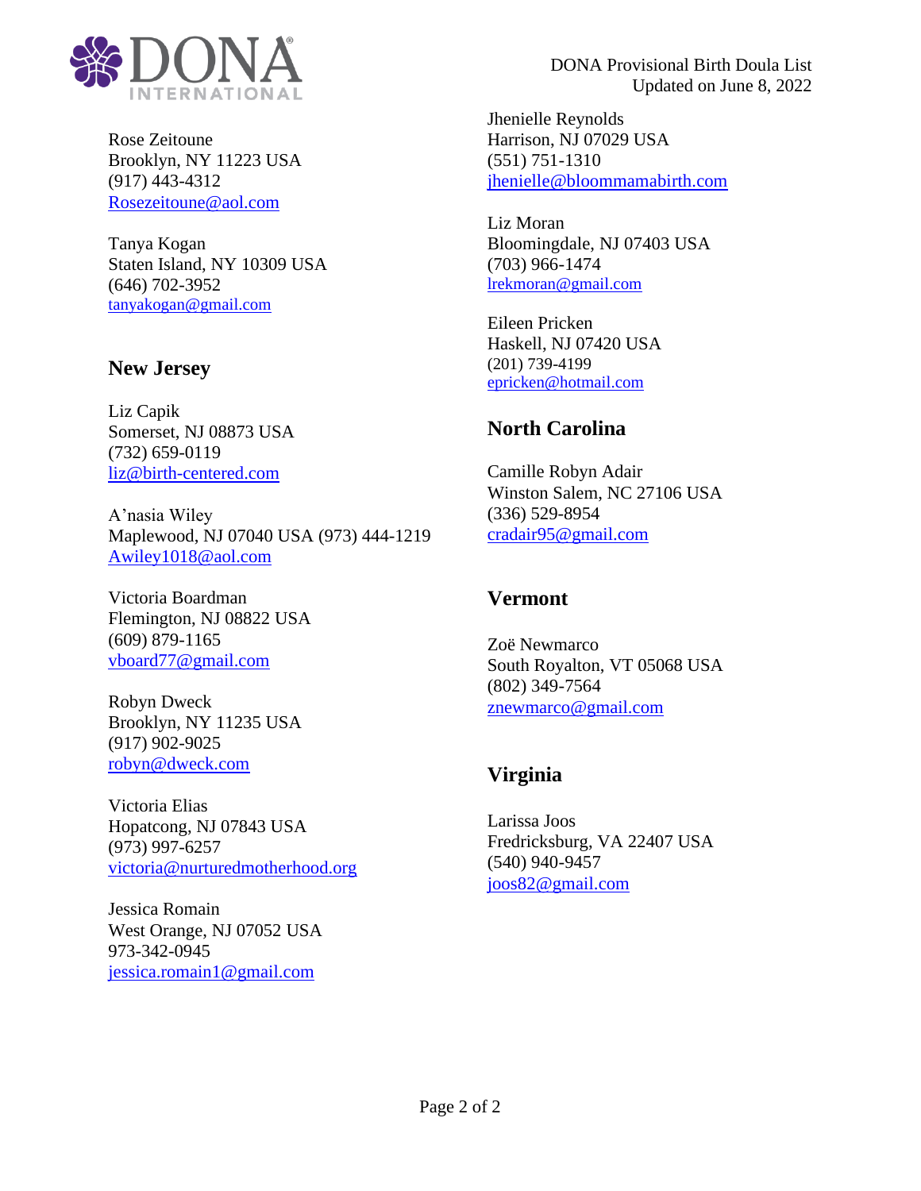Rose Zeitoune
Brooklyn, NY 11223 USA
(917) 443-4312
Rosezeitoune@aol.com

Tanya Kogan
Staten Island, NY 10309 USA
(646) 702-3952
tanyakogan@gmail.com

## New Jersey

Liz Capik
Somerset, NJ 08873 USA
(732) 659-0119
liz@birth-centered.com

A'nasia Wiley
Maplewood, NJ 07040 USA (973) 444-1219
Awiley1018@aol.com

Victoria Boardman
Flemington, NJ 08822 USA
(609) 879-1165
vboard77@gmail.com

Robyn Dweck
Brooklyn, NY 11235 USA
(917) 902-9025
robyn@dweck.com

Victoria Elias
Hopatcong, NJ 07843 USA
(973) 997-6257
victoria@nurturedmotherhood.org

Jessica Romain
West Orange, NJ 07052 USA
973-342-0945
jessica.romain1@gmail.com

Jhenielle Reynolds
Harrison, NJ 07029 USA
(551) 751-1310
jhenielle@bloommamabirth.com

Liz Moran
Bloomingdale, NJ 07403 USA
(703) 966-1474
lrekmoran@gmail.com

Eileen Pricken
Haskell, NJ 07420 USA
(201) 739-4199
epricken@hotmail.com

## North Carolina

Camille Robyn Adair
Winston Salem, NC 27106 USA
(336) 529-8954
cradair95@gmail.com

## Vermont

Zoë Newmarco
South Royalton, VT 05068 USA
(802) 349-7564
znewmarco@gmail.com

## Virginia

Larissa Joos
Fredricksburg, VA 22407 USA
(540) 940-9457
joos82@gmail.com